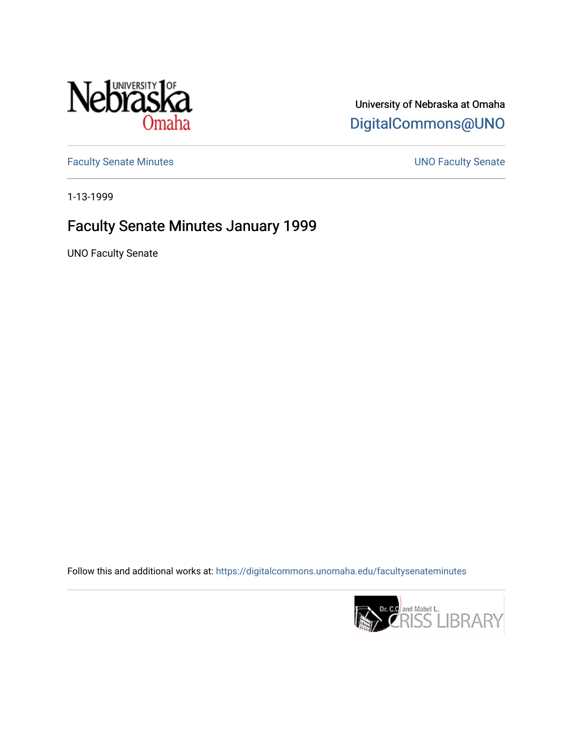University of Nebraska at Omaha

DigitalCommons@UNO

Faculty Senate Minutes

UNO Faculty Senate

1-13-1999

# Faculty Senate Minutes January 1999

UNO Faculty Senate

Follow this and additional works at: https://digitalcommons.unomaha.edu/facultysenateminutes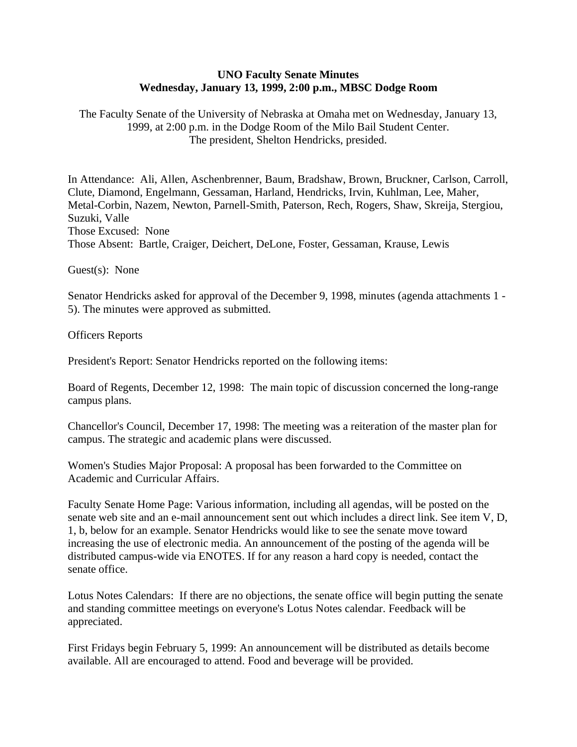**UNO Faculty Senate Minutes**
**Wednesday, January 13, 1999, 2:00 p.m., MBSC Dodge Room**

The Faculty Senate of the University of Nebraska at Omaha met on Wednesday, January 13, 1999, at 2:00 p.m. in the Dodge Room of the Milo Bail Student Center.
The president, Shelton Hendricks, presided.

In Attendance: Ali, Allen, Aschenbrenner, Baum, Bradshaw, Brown, Bruckner, Carlson, Carroll, Clute, Diamond, Engelmann, Gessaman, Harland, Hendricks, Irvin, Kuhlman, Lee, Maher, Metal-Corbin, Nazem, Newton, Parnell-Smith, Paterson, Rech, Rogers, Shaw, Skreija, Stergiou, Suzuki, Valle
Those Excused: None
Those Absent: Bartle, Craiger, Deichert, DeLone, Foster, Gessaman, Krause, Lewis

Guest(s): None

Senator Hendricks asked for approval of the December 9, 1998, minutes (agenda attachments 1 - 5). The minutes were approved as submitted.

Officers Reports

President's Report: Senator Hendricks reported on the following items:

Board of Regents, December 12, 1998: The main topic of discussion concerned the long-range campus plans.

Chancellor's Council, December 17, 1998: The meeting was a reiteration of the master plan for campus. The strategic and academic plans were discussed.

Women's Studies Major Proposal: A proposal has been forwarded to the Committee on Academic and Curricular Affairs.

Faculty Senate Home Page: Various information, including all agendas, will be posted on the senate web site and an e-mail announcement sent out which includes a direct link. See item V, D, 1, b, below for an example. Senator Hendricks would like to see the senate move toward increasing the use of electronic media. An announcement of the posting of the agenda will be distributed campus-wide via ENOTES. If for any reason a hard copy is needed, contact the senate office.

Lotus Notes Calendars: If there are no objections, the senate office will begin putting the senate and standing committee meetings on everyone's Lotus Notes calendar. Feedback will be appreciated.

First Fridays begin February 5, 1999: An announcement will be distributed as details become available. All are encouraged to attend. Food and beverage will be provided.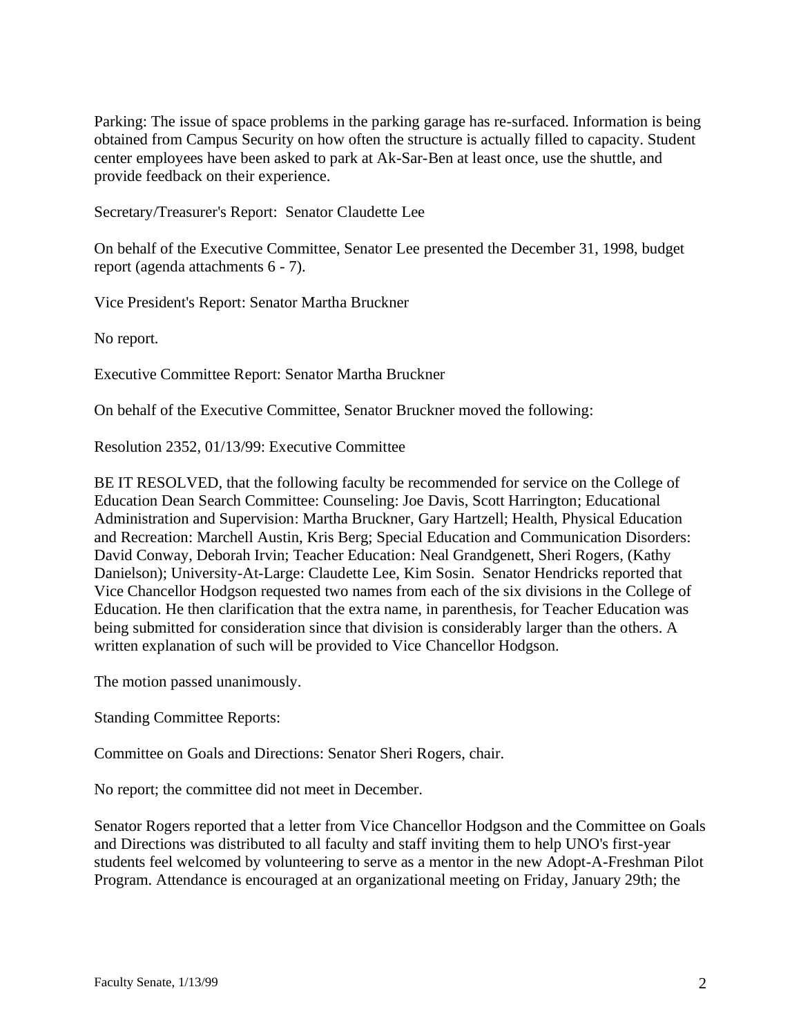Parking: The issue of space problems in the parking garage has re-surfaced. Information is being obtained from Campus Security on how often the structure is actually filled to capacity. Student center employees have been asked to park at Ak-Sar-Ben at least once, use the shuttle, and provide feedback on their experience.

Secretary/Treasurer's Report: Senator Claudette Lee

On behalf of the Executive Committee, Senator Lee presented the December 31, 1998, budget report (agenda attachments 6 - 7).

Vice President's Report: Senator Martha Bruckner

No report.

Executive Committee Report: Senator Martha Bruckner

On behalf of the Executive Committee, Senator Bruckner moved the following:

Resolution 2352, 01/13/99: Executive Committee

BE IT RESOLVED, that the following faculty be recommended for service on the College of Education Dean Search Committee: Counseling: Joe Davis, Scott Harrington; Educational Administration and Supervision: Martha Bruckner, Gary Hartzell; Health, Physical Education and Recreation: Marchell Austin, Kris Berg; Special Education and Communication Disorders: David Conway, Deborah Irvin; Teacher Education: Neal Grandgenett, Sheri Rogers, (Kathy Danielson); University-At-Large: Claudette Lee, Kim Sosin. Senator Hendricks reported that Vice Chancellor Hodgson requested two names from each of the six divisions in the College of Education. He then clarification that the extra name, in parenthesis, for Teacher Education was being submitted for consideration since that division is considerably larger than the others. A written explanation of such will be provided to Vice Chancellor Hodgson.

The motion passed unanimously.

Standing Committee Reports:

Committee on Goals and Directions: Senator Sheri Rogers, chair.

No report; the committee did not meet in December.

Senator Rogers reported that a letter from Vice Chancellor Hodgson and the Committee on Goals and Directions was distributed to all faculty and staff inviting them to help UNO's first-year students feel welcomed by volunteering to serve as a mentor in the new Adopt-A-Freshman Pilot Program. Attendance is encouraged at an organizational meeting on Friday, January 29th; the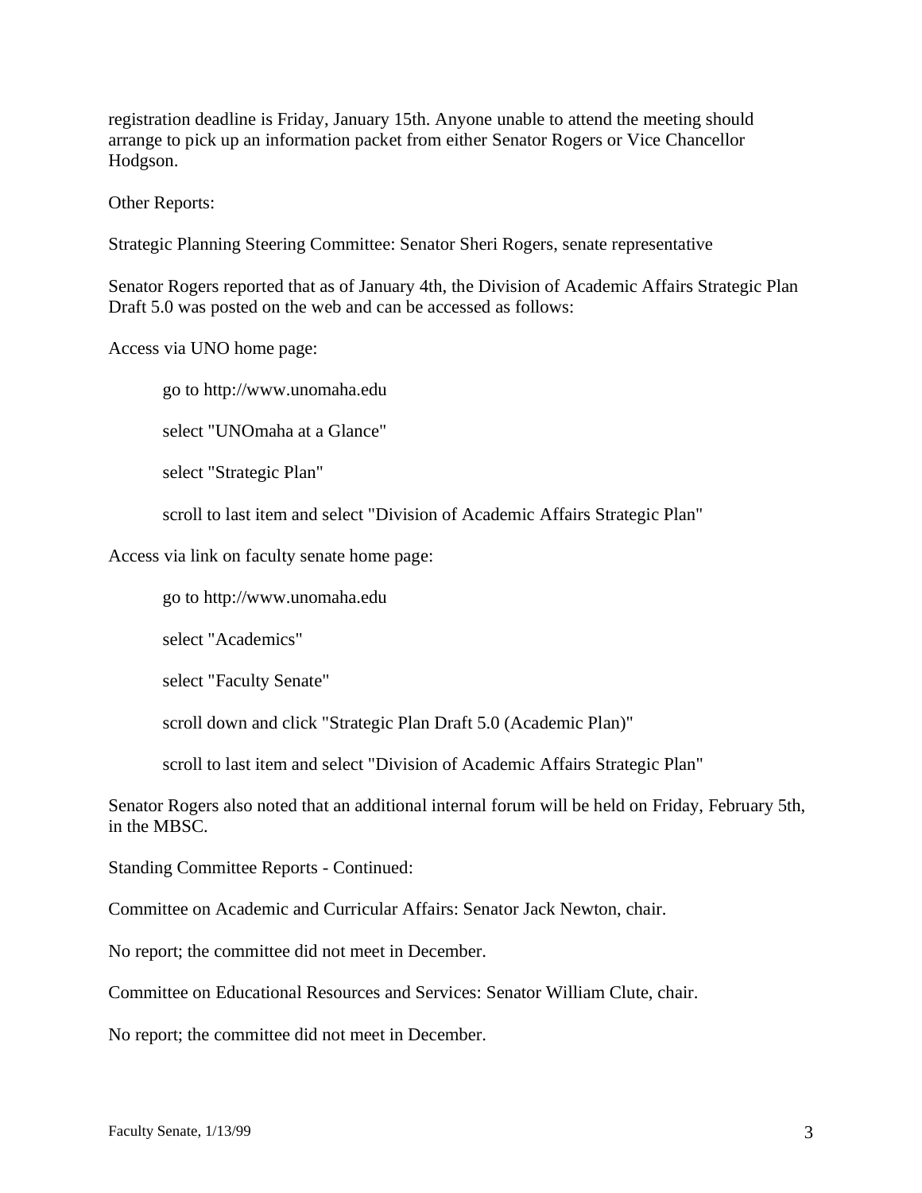registration deadline is Friday, January 15th. Anyone unable to attend the meeting should arrange to pick up an information packet from either Senator Rogers or Vice Chancellor Hodgson.

Other Reports:

Strategic Planning Steering Committee: Senator Sheri Rogers, senate representative

Senator Rogers reported that as of January 4th, the Division of Academic Affairs Strategic Plan Draft 5.0 was posted on the web and can be accessed as follows:

Access via UNO home page:

> go to http://www.unomaha.edu
>
> select "UNOmaha at a Glance"
>
> select "Strategic Plan"
>
> scroll to last item and select "Division of Academic Affairs Strategic Plan"

Access via link on faculty senate home page:

> go to http://www.unomaha.edu
>
> select "Academics"
>
> select "Faculty Senate"
>
> scroll down and click "Strategic Plan Draft 5.0 (Academic Plan)"
>
> scroll to last item and select "Division of Academic Affairs Strategic Plan"

Senator Rogers also noted that an additional internal forum will be held on Friday, February 5th, in the MBSC.

Standing Committee Reports - Continued:

Committee on Academic and Curricular Affairs: Senator Jack Newton, chair.

No report; the committee did not meet in December.

Committee on Educational Resources and Services: Senator William Clute, chair.

No report; the committee did not meet in December.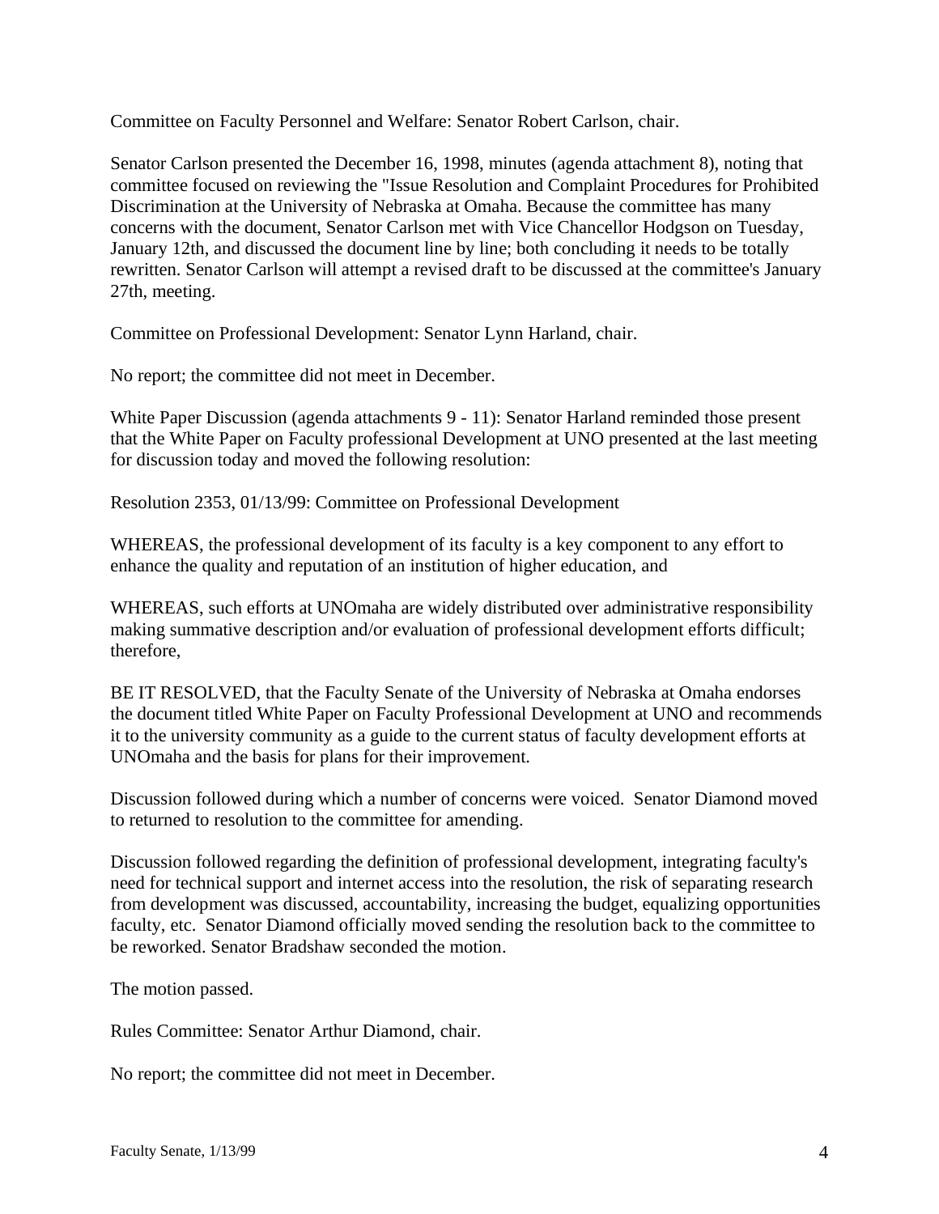Committee on Faculty Personnel and Welfare: Senator Robert Carlson, chair.

Senator Carlson presented the December 16, 1998, minutes (agenda attachment 8), noting that committee focused on reviewing the "Issue Resolution and Complaint Procedures for Prohibited Discrimination at the University of Nebraska at Omaha. Because the committee has many concerns with the document, Senator Carlson met with Vice Chancellor Hodgson on Tuesday, January 12th, and discussed the document line by line; both concluding it needs to be totally rewritten. Senator Carlson will attempt a revised draft to be discussed at the committee's January 27th, meeting.

Committee on Professional Development: Senator Lynn Harland, chair.

No report; the committee did not meet in December.

White Paper Discussion (agenda attachments 9 - 11): Senator Harland reminded those present that the White Paper on Faculty professional Development at UNO presented at the last meeting for discussion today and moved the following resolution:

Resolution 2353, 01/13/99: Committee on Professional Development

WHEREAS, the professional development of its faculty is a key component to any effort to enhance the quality and reputation of an institution of higher education, and

WHEREAS, such efforts at UNOmaha are widely distributed over administrative responsibility making summative description and/or evaluation of professional development efforts difficult; therefore,

BE IT RESOLVED, that the Faculty Senate of the University of Nebraska at Omaha endorses the document titled White Paper on Faculty Professional Development at UNO and recommends it to the university community as a guide to the current status of faculty development efforts at UNOmaha and the basis for plans for their improvement.

Discussion followed during which a number of concerns were voiced. Senator Diamond moved to returned to resolution to the committee for amending.

Discussion followed regarding the definition of professional development, integrating faculty's need for technical support and internet access into the resolution, the risk of separating research from development was discussed, accountability, increasing the budget, equalizing opportunities faculty, etc. Senator Diamond officially moved sending the resolution back to the committee to be reworked. Senator Bradshaw seconded the motion.

The motion passed.

Rules Committee: Senator Arthur Diamond, chair.

No report; the committee did not meet in December.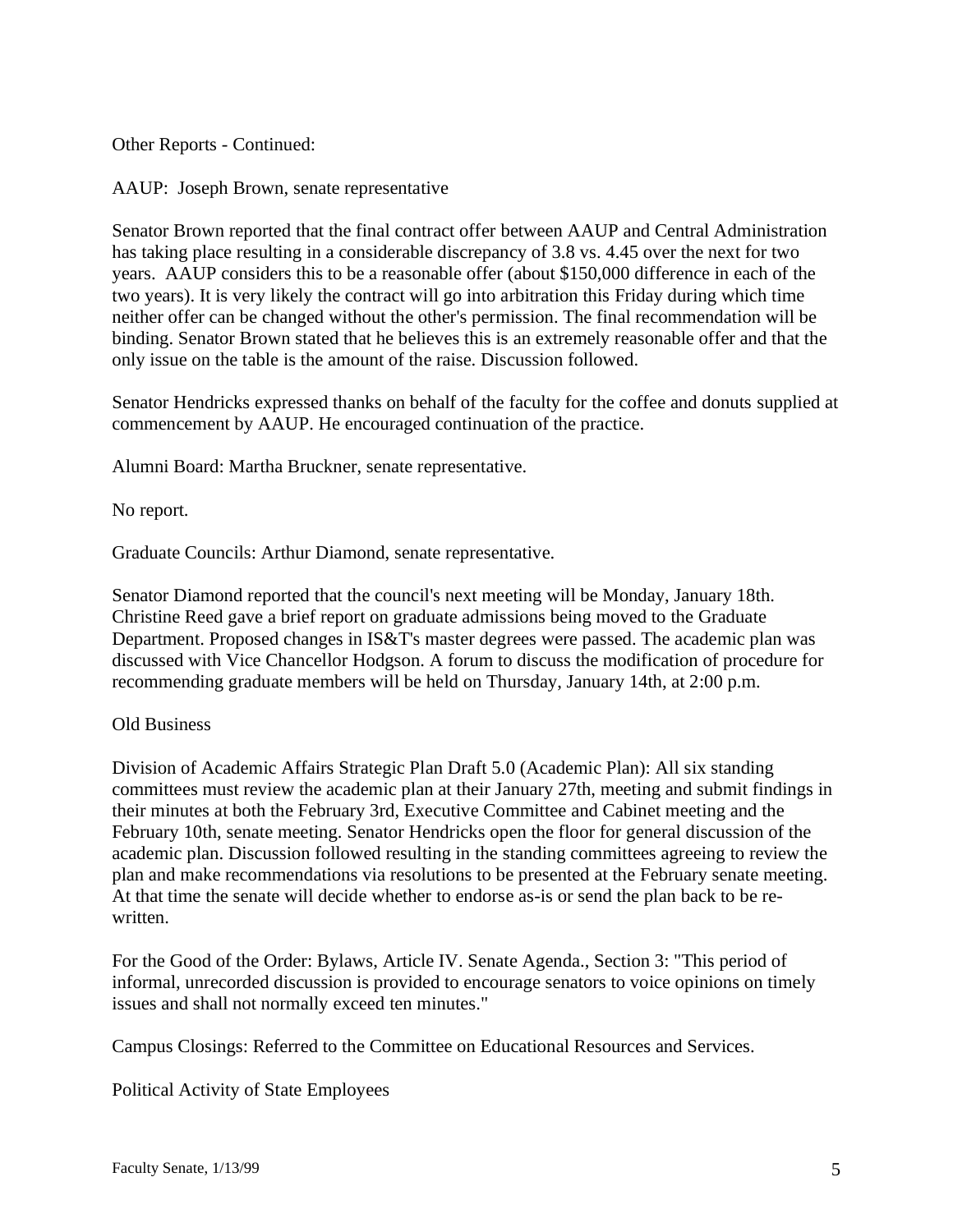Other Reports - Continued:

AAUP: Joseph Brown, senate representative

Senator Brown reported that the final contract offer between AAUP and Central Administration has taking place resulting in a considerable discrepancy of 3.8 vs. 4.45 over the next for two years. AAUP considers this to be a reasonable offer (about $150,000 difference in each of the two years). It is very likely the contract will go into arbitration this Friday during which time neither offer can be changed without the other's permission. The final recommendation will be binding. Senator Brown stated that he believes this is an extremely reasonable offer and that the only issue on the table is the amount of the raise. Discussion followed.

Senator Hendricks expressed thanks on behalf of the faculty for the coffee and donuts supplied at commencement by AAUP. He encouraged continuation of the practice.

Alumni Board: Martha Bruckner, senate representative.

No report.

Graduate Councils: Arthur Diamond, senate representative.

Senator Diamond reported that the council's next meeting will be Monday, January 18th. Christine Reed gave a brief report on graduate admissions being moved to the Graduate Department. Proposed changes in IS&T's master degrees were passed. The academic plan was discussed with Vice Chancellor Hodgson. A forum to discuss the modification of procedure for recommending graduate members will be held on Thursday, January 14th, at 2:00 p.m.

Old Business

Division of Academic Affairs Strategic Plan Draft 5.0 (Academic Plan): All six standing committees must review the academic plan at their January 27th, meeting and submit findings in their minutes at both the February 3rd, Executive Committee and Cabinet meeting and the February 10th, senate meeting. Senator Hendricks open the floor for general discussion of the academic plan. Discussion followed resulting in the standing committees agreeing to review the plan and make recommendations via resolutions to be presented at the February senate meeting. At that time the senate will decide whether to endorse as-is or send the plan back to be re-written.

For the Good of the Order: Bylaws, Article IV. Senate Agenda., Section 3: "This period of informal, unrecorded discussion is provided to encourage senators to voice opinions on timely issues and shall not normally exceed ten minutes."

Campus Closings: Referred to the Committee on Educational Resources and Services.

Political Activity of State Employees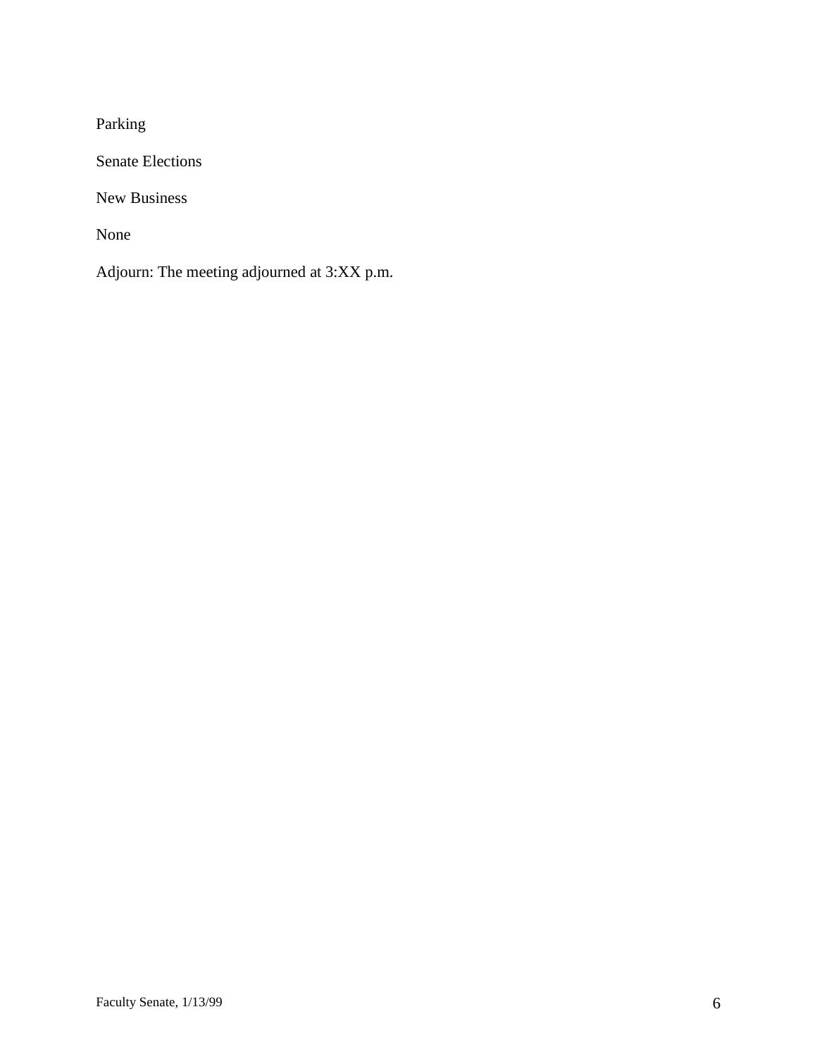Parking

Senate Elections

New Business

None

Adjourn: The meeting adjourned at 3:XX p.m.